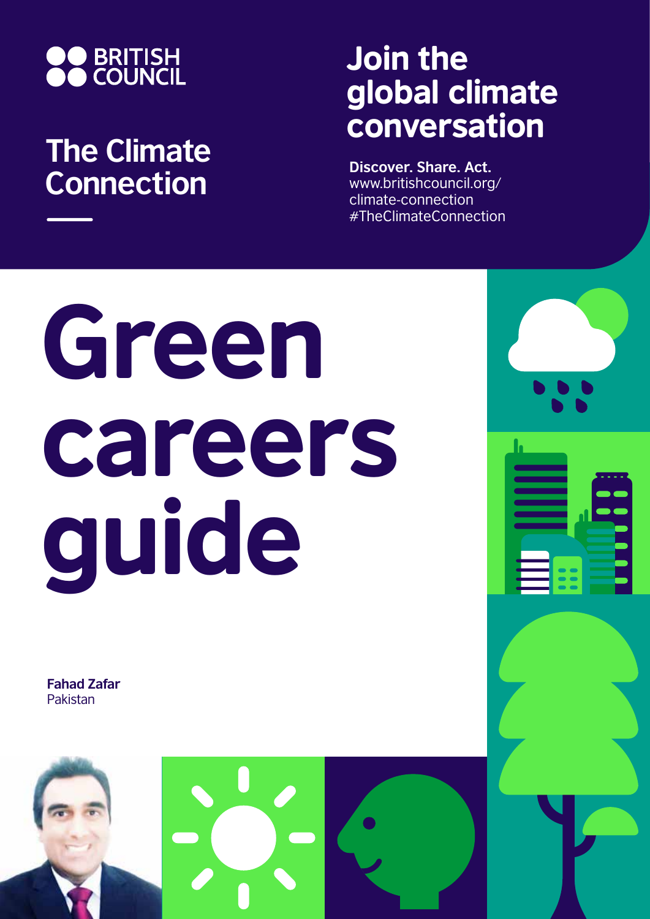BRITISH COUNCIL

The Climate Connection

## Join the global climate conversation

**Discover. Share. Act.**
www.britishcouncil.org/climate-connection
#TheClimateConnection

# Green careers guide

**Fahad Zafar**
Pakistan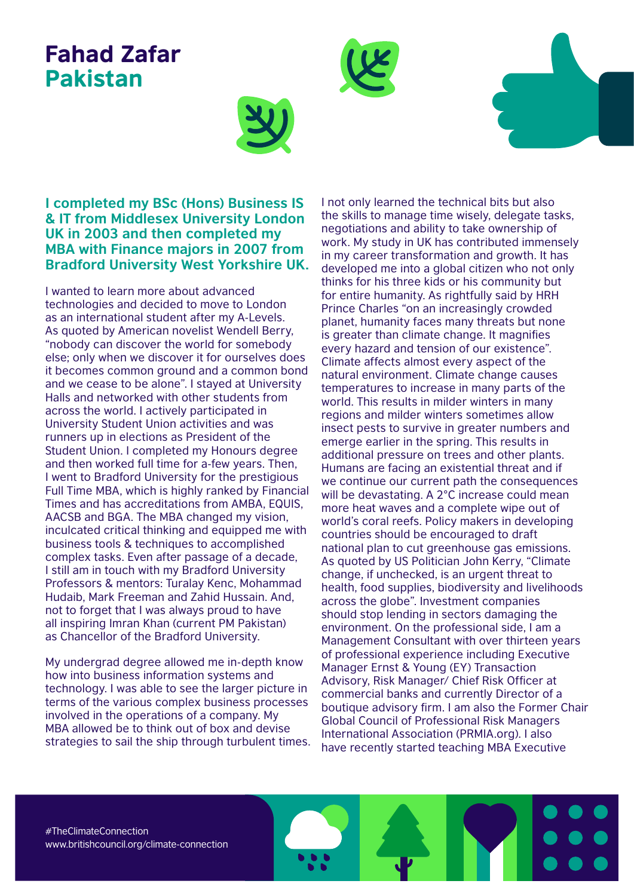# Fahad Zafar
## Pakistan

**I completed my BSc (Hons) Business IS & IT from Middlesex University London UK in 2003 and then completed my MBA with Finance majors in 2007 from Bradford University West Yorkshire UK.**

I wanted to learn more about advanced technologies and decided to move to London as an international student after my A-Levels. As quoted by American novelist Wendell Berry, "nobody can discover the world for somebody else; only when we discover it for ourselves does it becomes common ground and a common bond and we cease to be alone". I stayed at University Halls and networked with other students from across the world. I actively participated in University Student Union activities and was runners up in elections as President of the Student Union. I completed my Honours degree and then worked full time for a-few years. Then, I went to Bradford University for the prestigious Full Time MBA, which is highly ranked by Financial Times and has accreditations from AMBA, EQUIS, AACSB and BGA. The MBA changed my vision, inculcated critical thinking and equipped me with business tools & techniques to accomplished complex tasks. Even after passage of a decade, I still am in touch with my Bradford University Professors & mentors: Turalay Kenc, Mohammad Hudaib, Mark Freeman and Zahid Hussain. And, not to forget that I was always proud to have all inspiring Imran Khan (current PM Pakistan) as Chancellor of the Bradford University.

My undergrad degree allowed me in-depth know how into business information systems and technology. I was able to see the larger picture in terms of the various complex business processes involved in the operations of a company. My MBA allowed be to think out of box and devise strategies to sail the ship through turbulent times. I not only learned the technical bits but also the skills to manage time wisely, delegate tasks, negotiations and ability to take ownership of work. My study in UK has contributed immensely in my career transformation and growth. It has developed me into a global citizen who not only thinks for his three kids or his community but for entire humanity. As rightfully said by HRH Prince Charles "on an increasingly crowded planet, humanity faces many threats but none is greater than climate change. It magnifies every hazard and tension of our existence". Climate affects almost every aspect of the natural environment. Climate change causes temperatures to increase in many parts of the world. This results in milder winters in many regions and milder winters sometimes allow insect pests to survive in greater numbers and emerge earlier in the spring. This results in additional pressure on trees and other plants. Humans are facing an existential threat and if we continue our current path the consequences will be devastating. A 2°C increase could mean more heat waves and a complete wipe out of world's coral reefs. Policy makers in developing countries should be encouraged to draft national plan to cut greenhouse gas emissions. As quoted by US Politician John Kerry, "Climate change, if unchecked, is an urgent threat to health, food supplies, biodiversity and livelihoods across the globe". Investment companies should stop lending in sectors damaging the environment. On the professional side, I am a Management Consultant with over thirteen years of professional experience including Executive Manager Ernst & Young (EY) Transaction Advisory, Risk Manager/ Chief Risk Officer at commercial banks and currently Director of a boutique advisory firm. I am also the Former Chair Global Council of Professional Risk Managers International Association (PRMIA.org). I also have recently started teaching MBA Executive

#TheClimateConnection
www.britishcouncil.org/climate-connection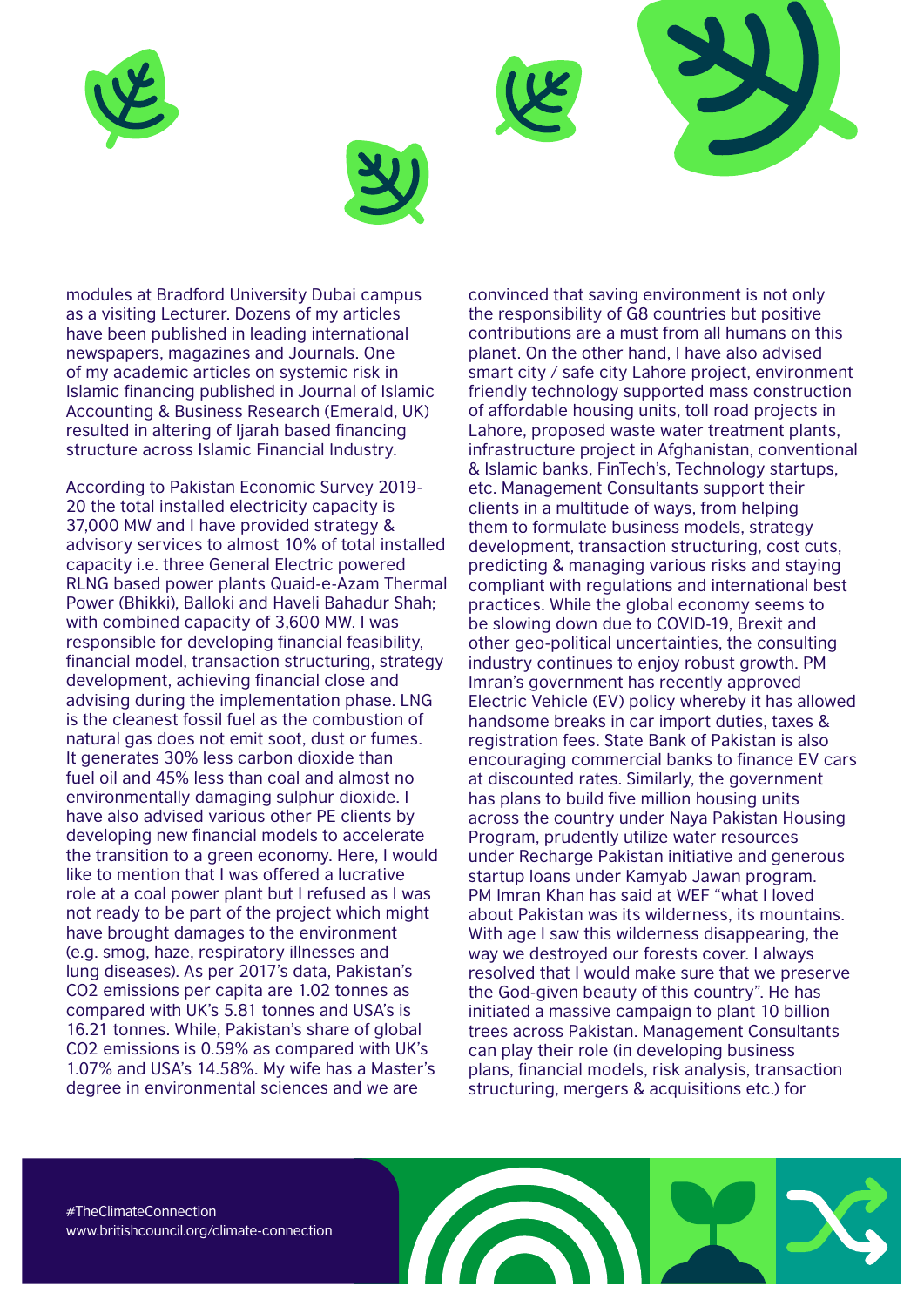modules at Bradford University Dubai campus as a visiting Lecturer. Dozens of my articles have been published in leading international newspapers, magazines and Journals. One of my academic articles on systemic risk in Islamic financing published in Journal of Islamic Accounting & Business Research (Emerald, UK) resulted in altering of Ijarah based financing structure across Islamic Financial Industry.

According to Pakistan Economic Survey 2019-20 the total installed electricity capacity is 37,000 MW and I have provided strategy & advisory services to almost 10% of total installed capacity i.e. three General Electric powered RLNG based power plants Quaid-e-Azam Thermal Power (Bhikki), Balloki and Haveli Bahadur Shah; with combined capacity of 3,600 MW. I was responsible for developing financial feasibility, financial model, transaction structuring, strategy development, achieving financial close and advising during the implementation phase. LNG is the cleanest fossil fuel as the combustion of natural gas does not emit soot, dust or fumes. It generates 30% less carbon dioxide than fuel oil and 45% less than coal and almost no environmentally damaging sulphur dioxide. I have also advised various other PE clients by developing new financial models to accelerate the transition to a green economy. Here, I would like to mention that I was offered a lucrative role at a coal power plant but I refused as I was not ready to be part of the project which might have brought damages to the environment (e.g. smog, haze, respiratory illnesses and lung diseases). As per 2017's data, Pakistan's $CO_2$ emissions per capita are 1.02 tonnes as compared with UK's 5.81 tonnes and USA's is 16.21 tonnes. While, Pakistan's share of global $CO_2$ emissions is 0.59% as compared with UK's 1.07% and USA's 14.58%. My wife has a Master's degree in environmental sciences and we are convinced that saving environment is not only the responsibility of G8 countries but positive contributions are a must from all humans on this planet. On the other hand, I have also advised smart city / safe city Lahore project, environment friendly technology supported mass construction of affordable housing units, toll road projects in Lahore, proposed waste water treatment plants, infrastructure project in Afghanistan, conventional & Islamic banks, FinTech's, Technology startups, etc. Management Consultants support their clients in a multitude of ways, from helping them to formulate business models, strategy development, transaction structuring, cost cuts, predicting & managing various risks and staying compliant with regulations and international best practices. While the global economy seems to be slowing down due to COVID-19, Brexit and other geo-political uncertainties, the consulting industry continues to enjoy robust growth. PM Imran's government has recently approved Electric Vehicle (EV) policy whereby it has allowed handsome breaks in car import duties, taxes & registration fees. State Bank of Pakistan is also encouraging commercial banks to finance EV cars at discounted rates. Similarly, the government has plans to build five million housing units across the country under Naya Pakistan Housing Program, prudently utilize water resources under Recharge Pakistan initiative and generous startup loans under Kamyab Jawan program. PM Imran Khan has said at WEF "what I loved about Pakistan was its wilderness, its mountains. With age I saw this wilderness disappearing, the way we destroyed our forests cover. I always resolved that I would make sure that we preserve the God-given beauty of this country". He has initiated a massive campaign to plant 10 billion trees across Pakistan. Management Consultants can play their role (in developing business plans, financial models, risk analysis, transaction structuring, mergers & acquisitions etc.) for

#TheClimateConnection
www.britishcouncil.org/climate-connection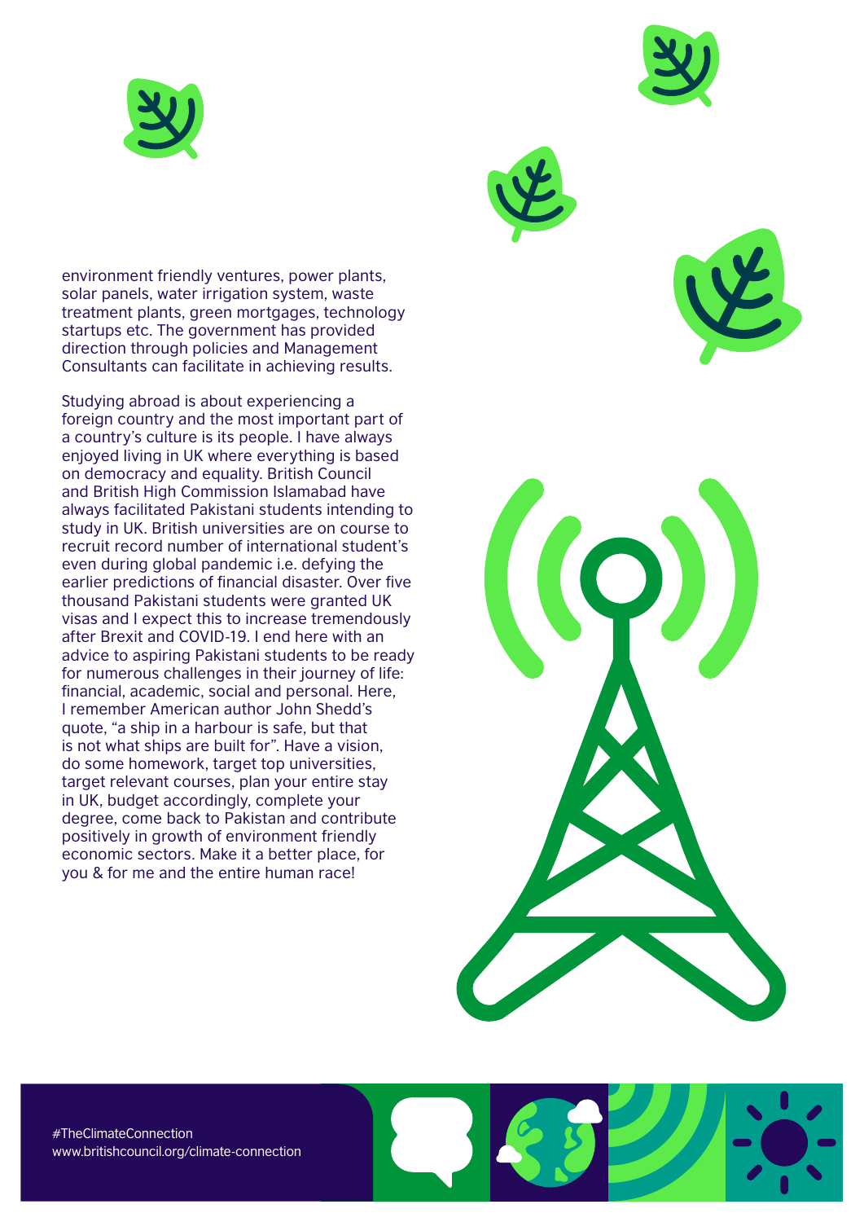environment friendly ventures, power plants, solar panels, water irrigation system, waste treatment plants, green mortgages, technology startups etc. The government has provided direction through policies and Management Consultants can facilitate in achieving results.

Studying abroad is about experiencing a foreign country and the most important part of a country's culture is its people. I have always enjoyed living in UK where everything is based on democracy and equality. British Council and British High Commission Islamabad have always facilitated Pakistani students intending to study in UK. British universities are on course to recruit record number of international student's even during global pandemic i.e. defying the earlier predictions of financial disaster. Over five thousand Pakistani students were granted UK visas and I expect this to increase tremendously after Brexit and COVID-19. I end here with an advice to aspiring Pakistani students to be ready for numerous challenges in their journey of life: financial, academic, social and personal. Here, I remember American author John Shedd's quote, "a ship in a harbour is safe, but that is not what ships are built for". Have a vision, do some homework, target top universities, target relevant courses, plan your entire stay in UK, budget accordingly, complete your degree, come back to Pakistan and contribute positively in growth of environment friendly economic sectors. Make it a better place, for you & for me and the entire human race!

#TheClimateConnection
www.britishcouncil.org/climate-connection